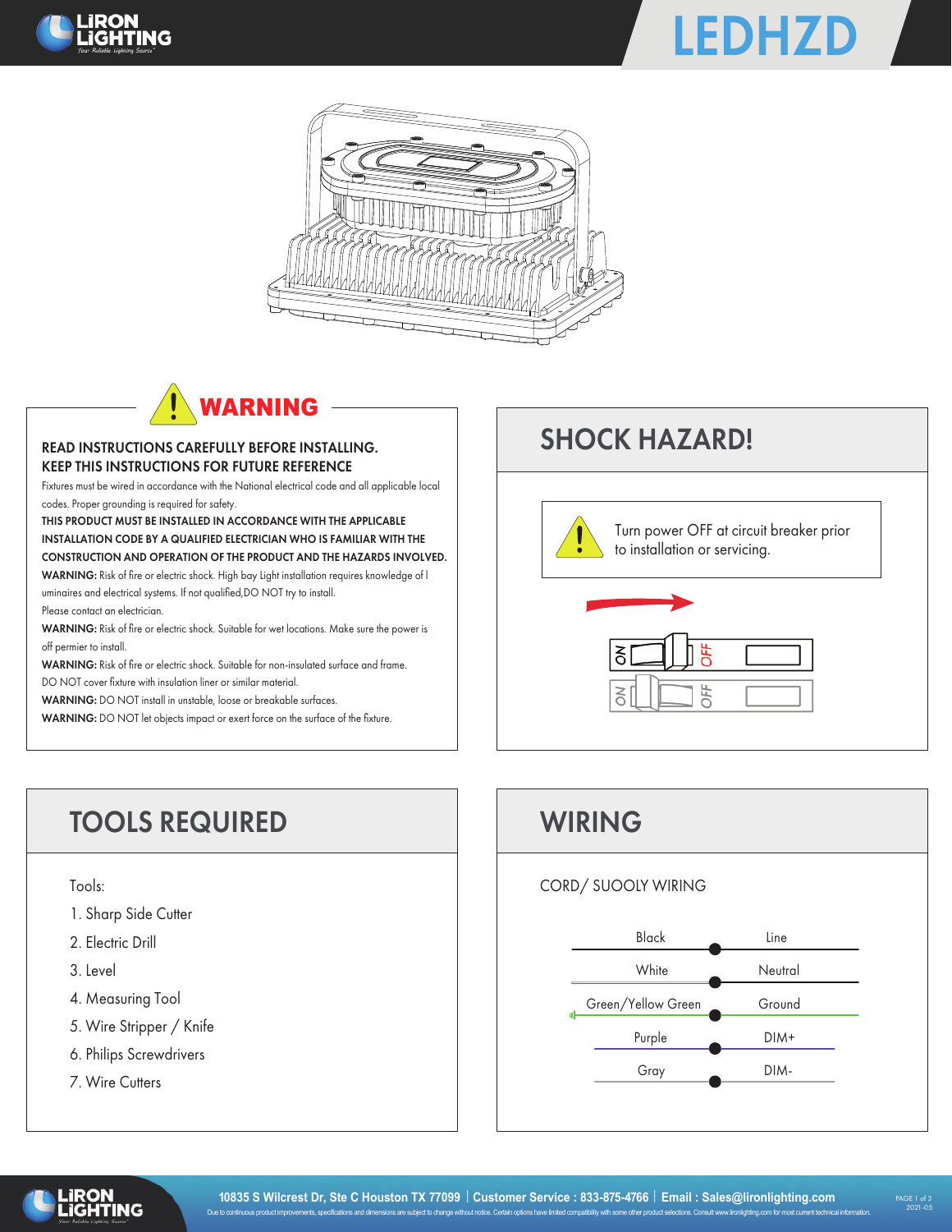# LEDHZD

## WARNING

**READ INSTRUCTIONS CAREFULLY BEFORE INSTALLING.**
**KEEP THIS INSTRUCTIONS FOR FUTURE REFERENCE**

Fixtures must be wired in accordance with the National electrical code and all applicable local codes. Proper grounding is required for safety.

**THIS PRODUCT MUST BE INSTALLED IN ACCORDANCE WITH THE APPLICABLE INSTALLATION CODE BY A QUALIFIED ELECTRICIAN WHO IS FAMILIAR WITH THE CONSTRUCTION AND OPERATION OF THE PRODUCT AND THE HAZARDS INVOLVED.**

**WARNING:** Risk of fire or electric shock. High bay Light installation requires knowledge of l uminaires and electrical systems. If not qualified,DO NOT try to install.
Please contact an electrician.

**WARNING:** Risk of fire or electric shock. Suitable for wet locations. Make sure the power is off permier to install.

**WARNING:** Risk of fire or electric shock. Suitable for non-insulated surface and frame. DO NOT cover fixture with insulation liner or similar material.

**WARNING:** DO NOT install in unstable, loose or breakable surfaces.

**WARNING:** DO NOT let objects impact or exert force on the surface of the fixture.

## SHOCK HAZARD!

Turn power OFF at circuit breaker prior to installation or servicing.

ON OFF

## TOOLS REQUIRED

Tools:

1. Sharp Side Cutter
2. Electric Drill
3. Level
4. Measuring Tool
5. Wire Stripper / Knife
6. Philips Screwdrivers
7. Wire Cutters

## WIRING

CORD/ SUOOLY WIRING

| Wire | Connection |
|---|---|
| Black | Line |
| White | Neutral |
| Green/Yellow Green | Ground |
| Purple | DIM+ |
| Gray | DIM- |

10835 S Wilcrest Dr, Ste C Houston TX 77099 | Customer Service : 833-875-4766 | Email : Sales@lironlighting.com

Due to continuous product improvements, specifications and dimensions are subject to change without notice. Certain options have limited compatibility with some other product selections. Consult www.lironlighting.com for most current technical information.

2021-05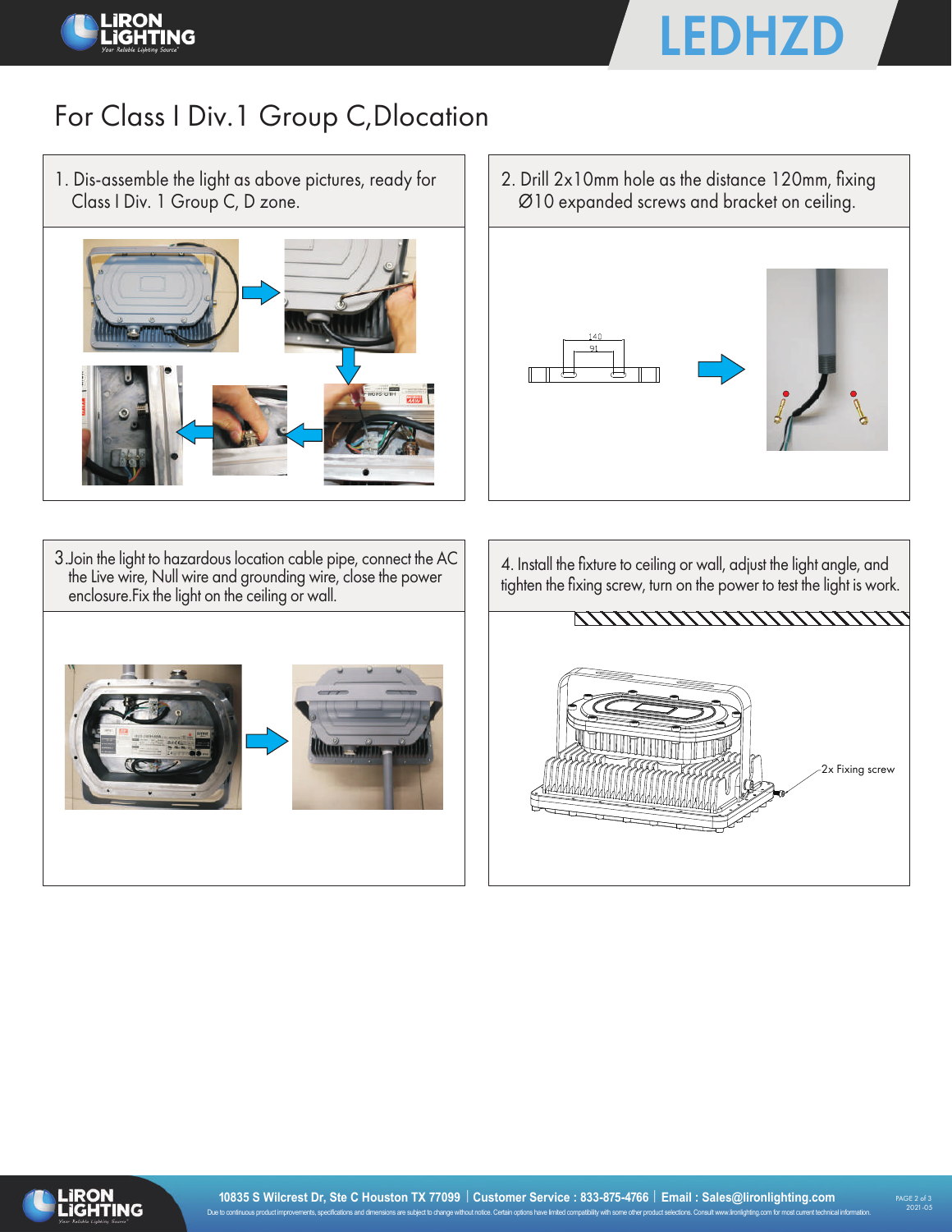# For Class I Div.1 Group C,Dlocation

1. Dis-assemble the light as above pictures, ready for Class I Div. 1 Group C, D zone.

2. Drill 2x10mm hole as the distance 120mm, fixing Ø10 expanded screws and bracket on ceiling.

140

91

3.Join the light to hazardous location cable pipe, connect the AC the Live wire, Null wire and grounding wire, close the power enclosure.Fix the light on the ceiling or wall.

4. Install the fixture to ceiling or wall, adjust the light angle, and tighten the fixing screw, turn on the power to test the light is work.

2x Fixing screw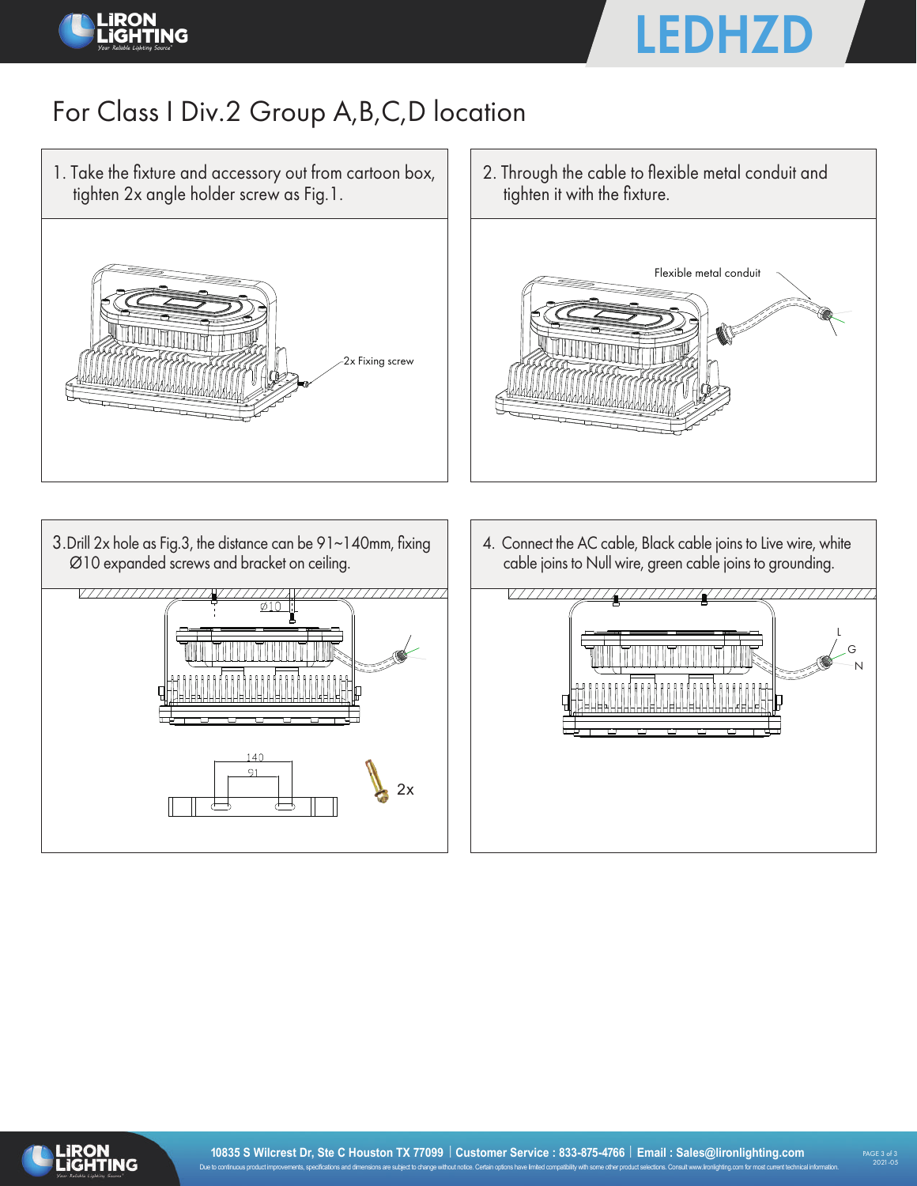# For Class I Div.2 Group A,B,C,D location

1. Take the fixture and accessory out from cartoon box, tighten 2x angle holder screw as Fig.1.

2x Fixing screw

2. Through the cable to flexible metal conduit and tighten it with the fixture.

Flexible metal conduit

3. Drill 2x hole as Fig.3, the distance can be 91~140mm, fixing Ø10 expanded screws and bracket on ceiling.

Ø10

140

91

2x

4. Connect the AC cable, Black cable joins to Live wire, white cable joins to Null wire, green cable joins to grounding.

L

G

N

10835 S Wilcrest Dr, Ste C Houston TX 77099 | Customer Service : 833-875-4766 | Email : Sales@lironlighting.com

Due to continuous product improvements, specifications and dimensions are subject to change without notice. Certain options have limited compatibility with some other product selections. Consult www.lironlighting.com for most current technical information.